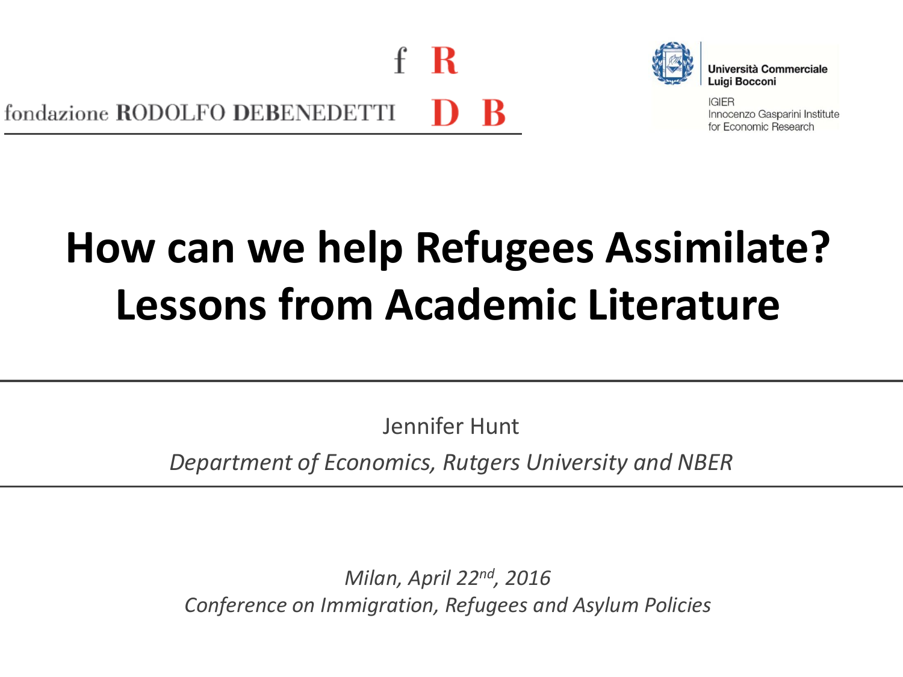fondazione RODOLFO DEBENEDETTI

Università Commerciale Luigi Bocconi

IGIER
Innocenzo Gasparini Institute for Economic Research

# How can we help Refugees Assimilate? Lessons from Academic Literature

Jennifer Hunt

*Department of Economics, Rutgers University and NBER*

*Milan, April 22nd, 2016*

*Conference on Immigration, Refugees and Asylum Policies*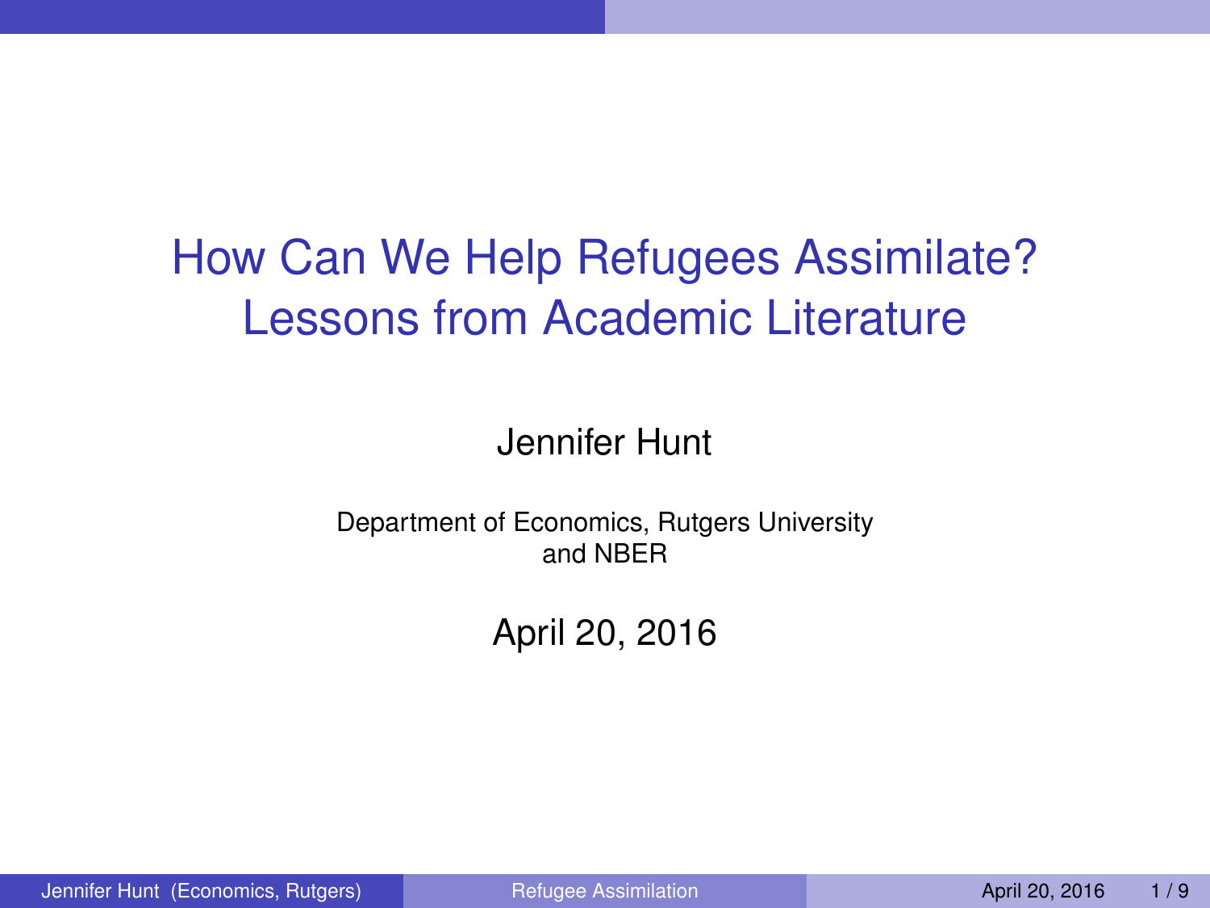# How Can We Help Refugees Assimilate? Lessons from Academic Literature

Jennifer Hunt

Department of Economics, Rutgers University and NBER

April 20, 2016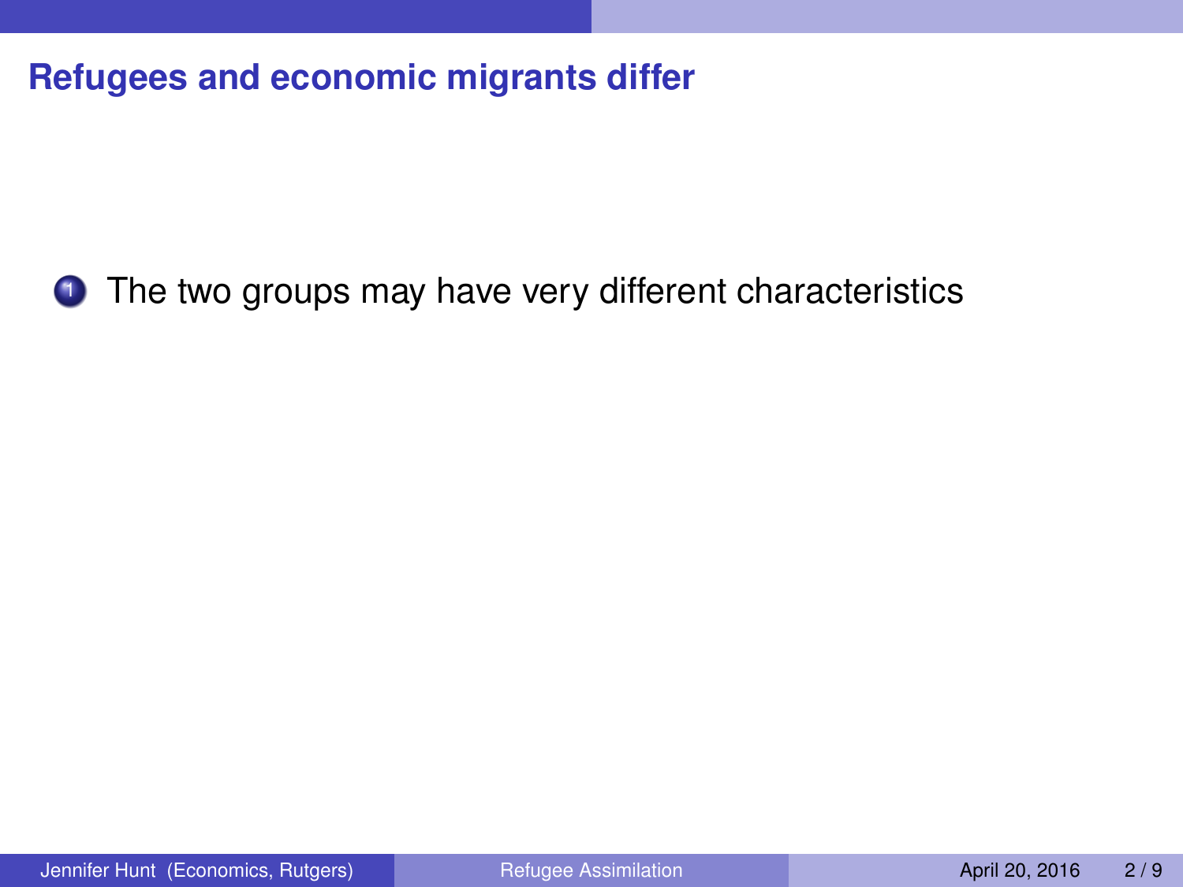## Refugees and economic migrants differ

1. The two groups may have very different characteristics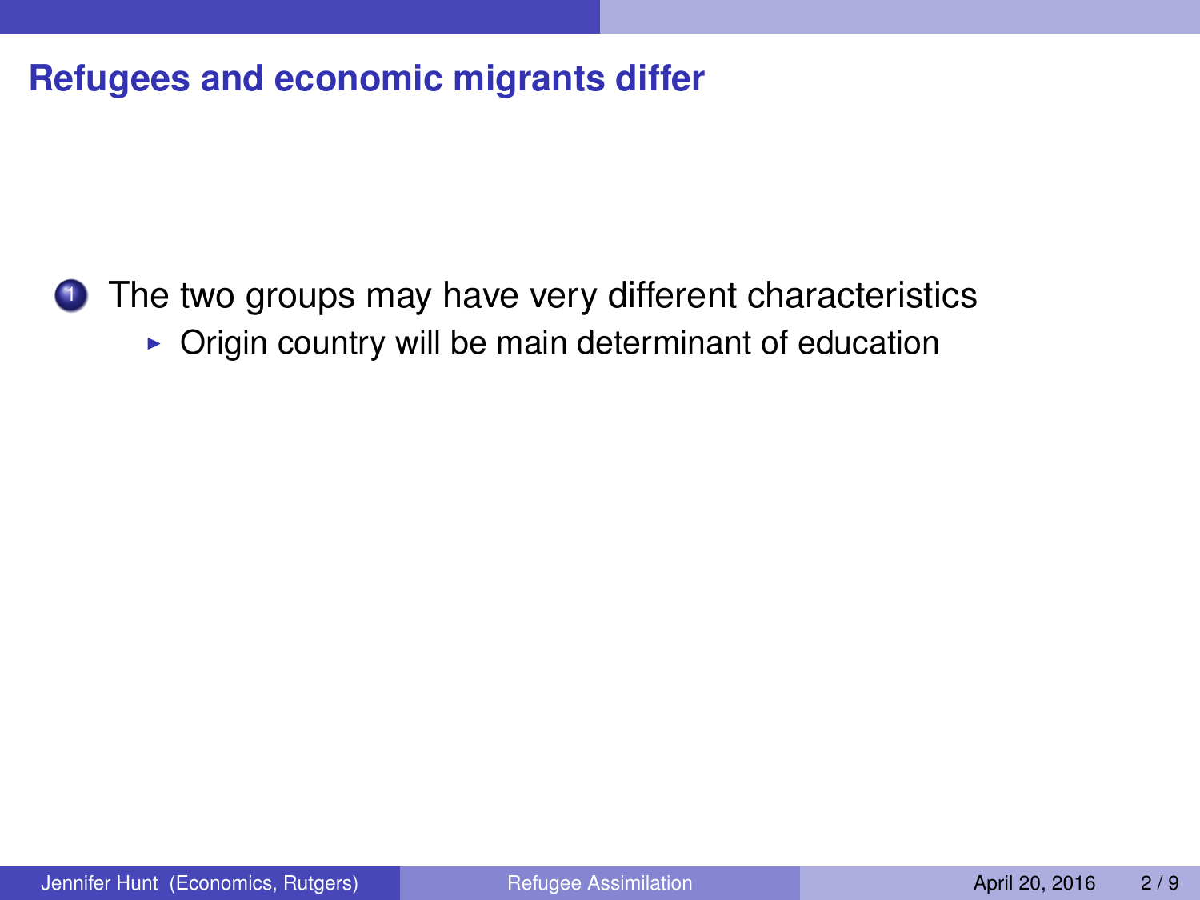## Refugees and economic migrants differ

1. The two groups may have very different characteristics
   - Origin country will be main determinant of education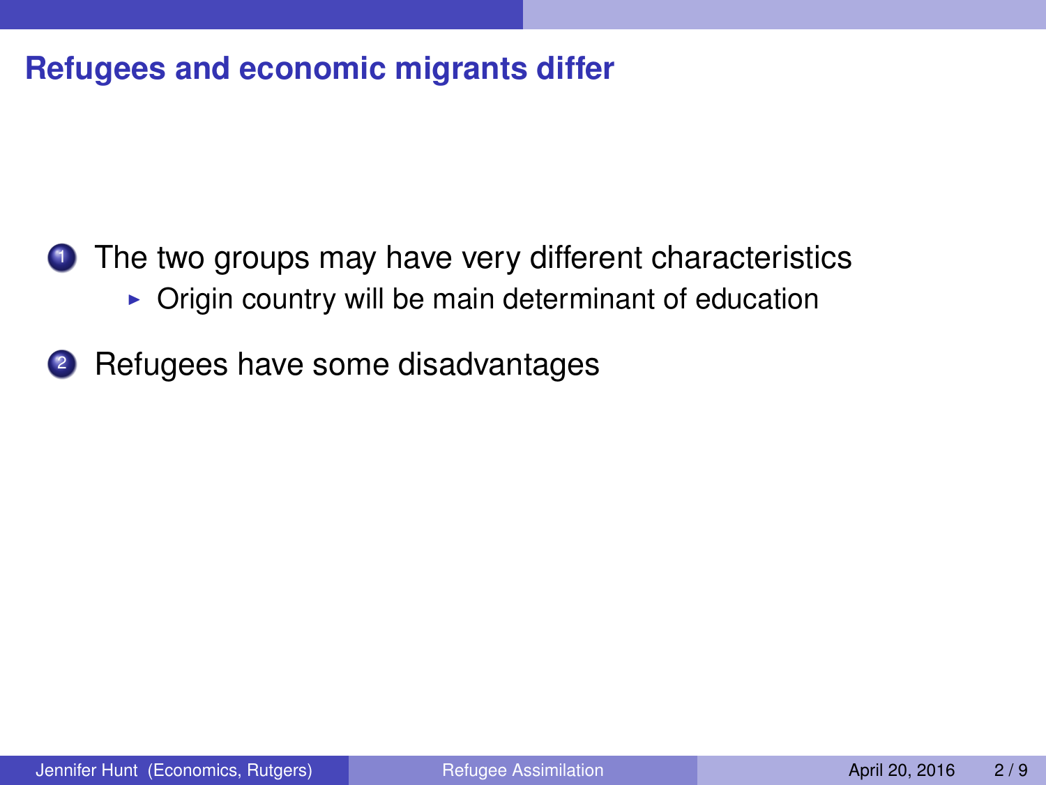## Refugees and economic migrants differ

1. The two groups may have very different characteristics
   - Origin country will be main determinant of education
2. Refugees have some disadvantages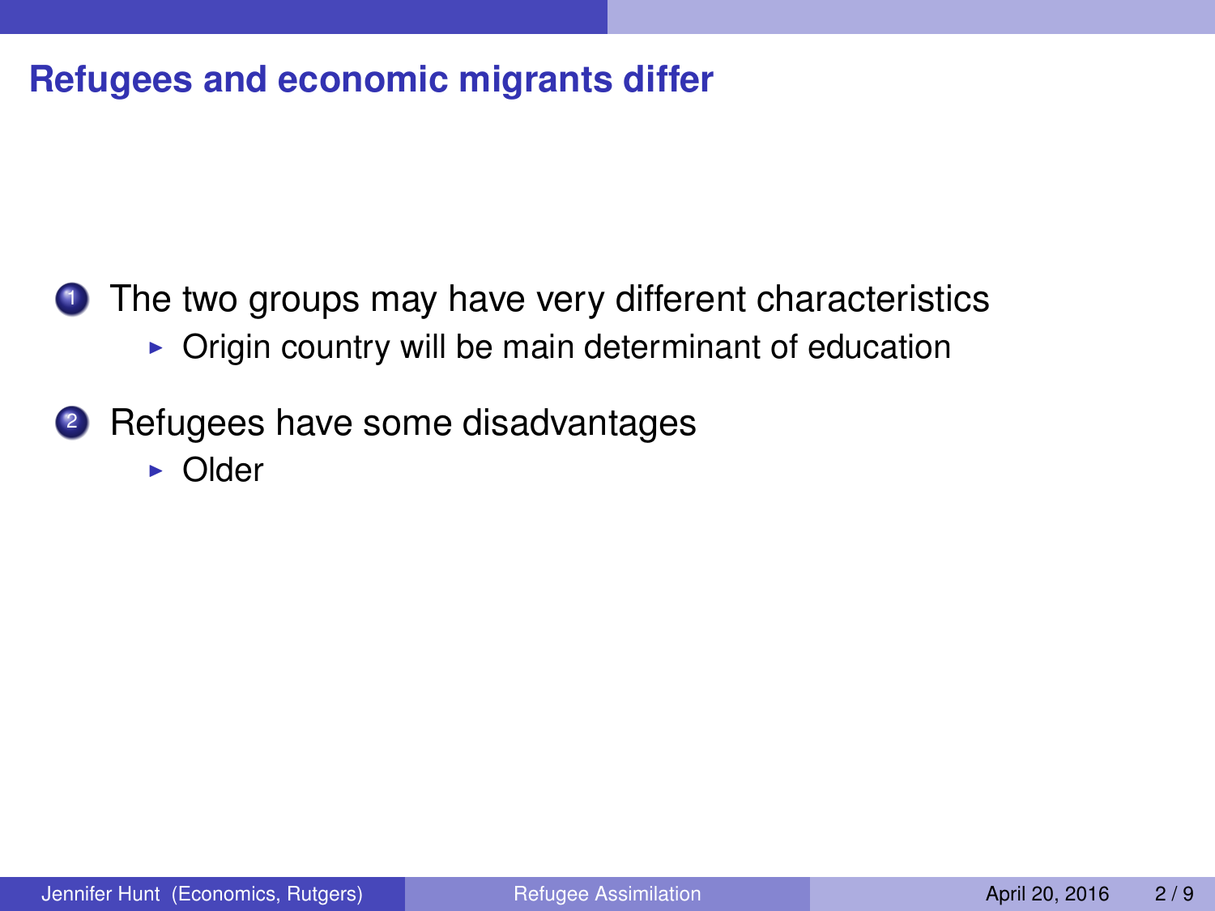## Refugees and economic migrants differ

1. The two groups may have very different characteristics
   - Origin country will be main determinant of education
2. Refugees have some disadvantages
   - Older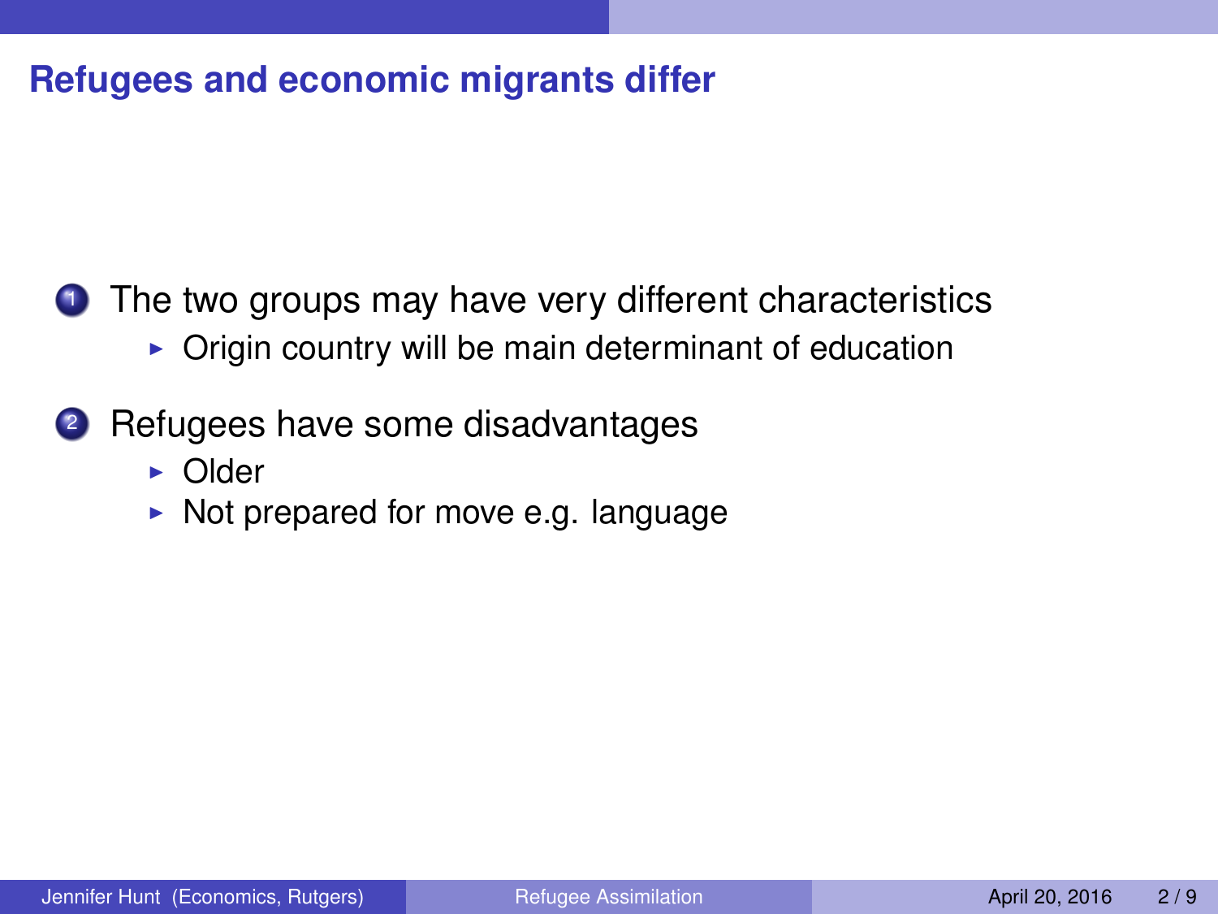## Refugees and economic migrants differ

1. The two groups may have very different characteristics
   - Origin country will be main determinant of education
2. Refugees have some disadvantages
   - Older
   - Not prepared for move e.g. language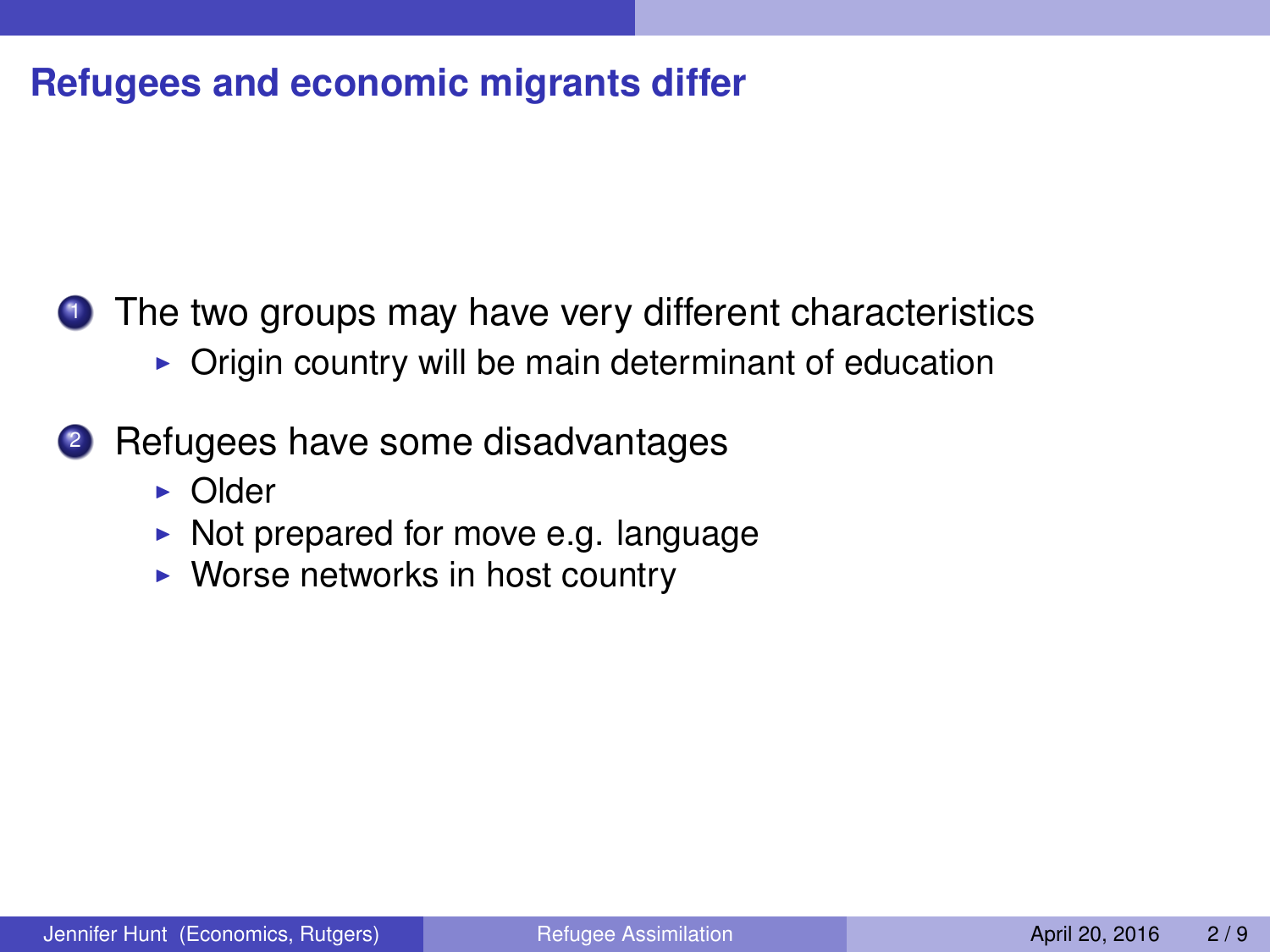## Refugees and economic migrants differ

1. The two groups may have very different characteristics
   - Origin country will be main determinant of education
2. Refugees have some disadvantages
   - Older
   - Not prepared for move e.g. language
   - Worse networks in host country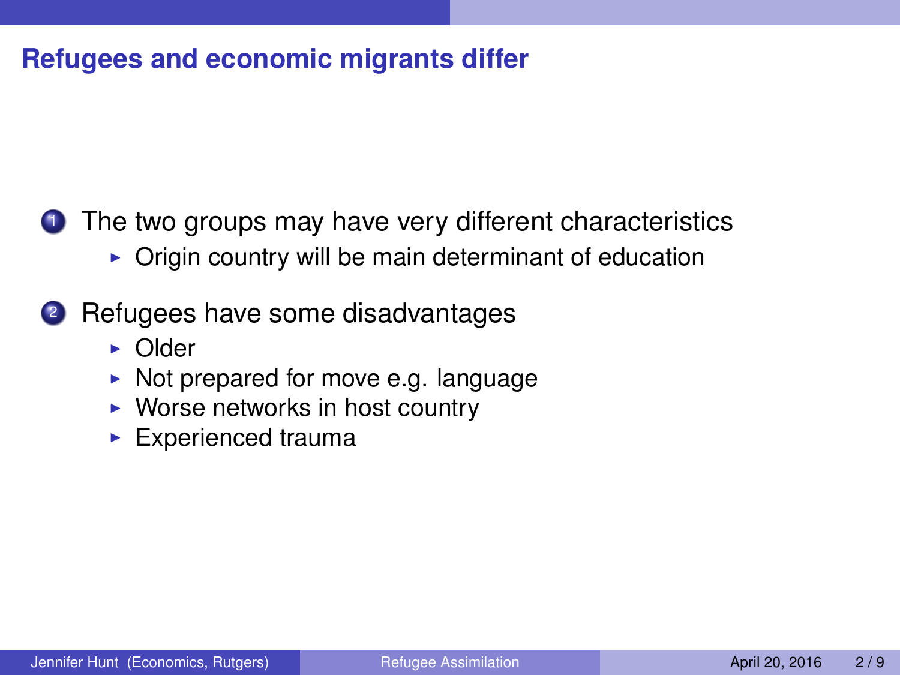## Refugees and economic migrants differ

1. The two groups may have very different characteristics
   - Origin country will be main determinant of education
2. Refugees have some disadvantages
   - Older
   - Not prepared for move e.g. language
   - Worse networks in host country
   - Experienced trauma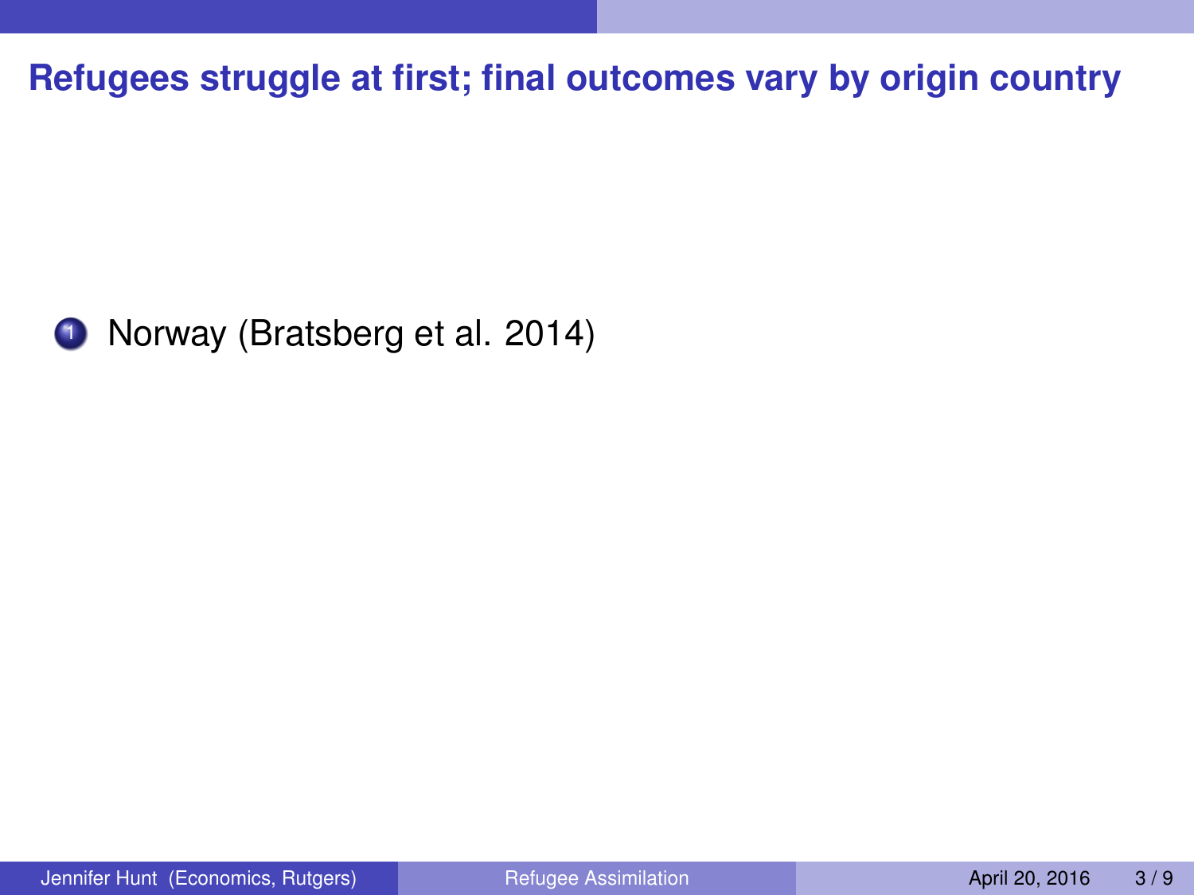## Refugees struggle at first; final outcomes vary by origin country

1. Norway (Bratsberg et al. 2014)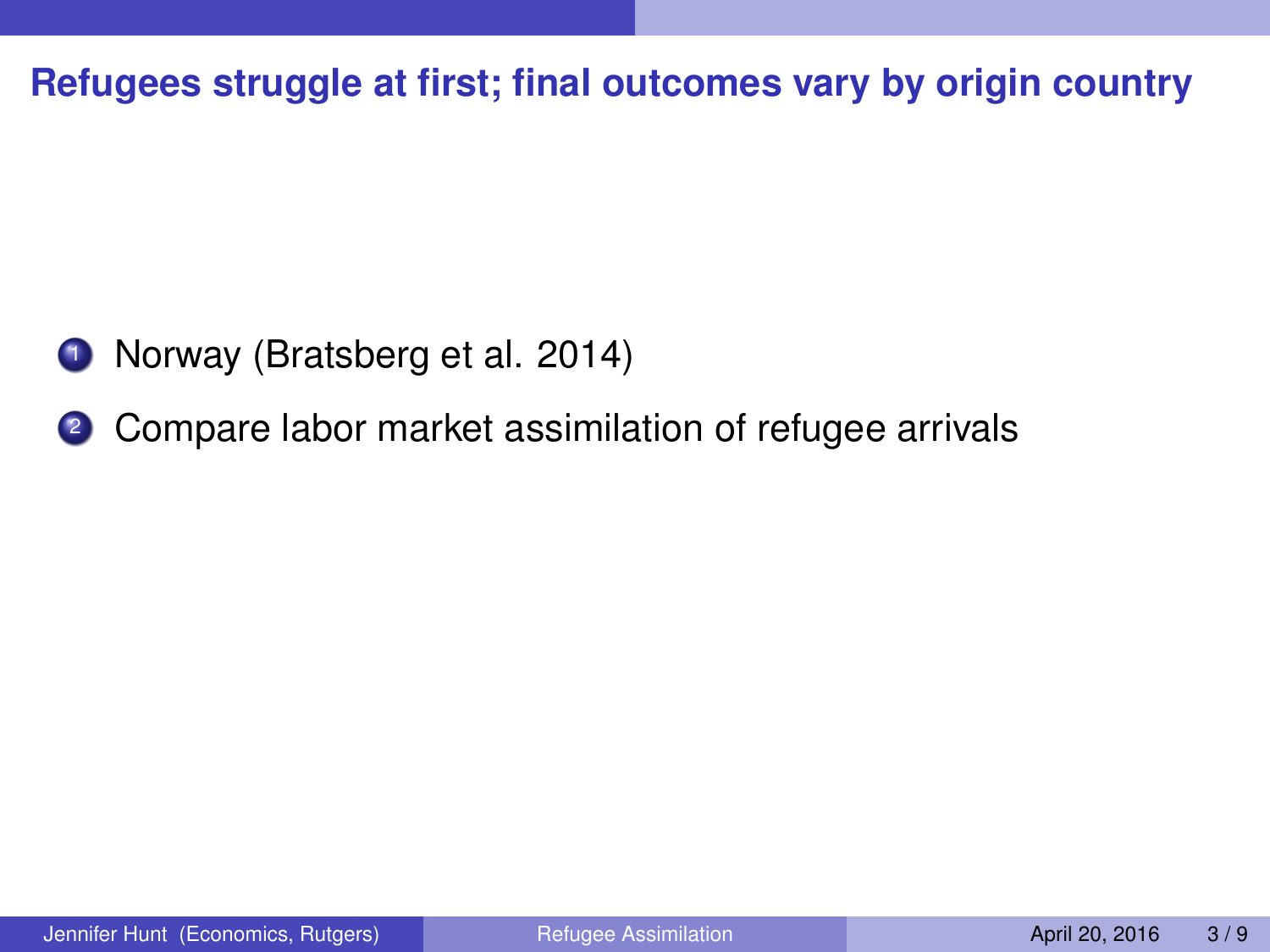## Refugees struggle at first; final outcomes vary by origin country

1. Norway (Bratsberg et al. 2014)
2. Compare labor market assimilation of refugee arrivals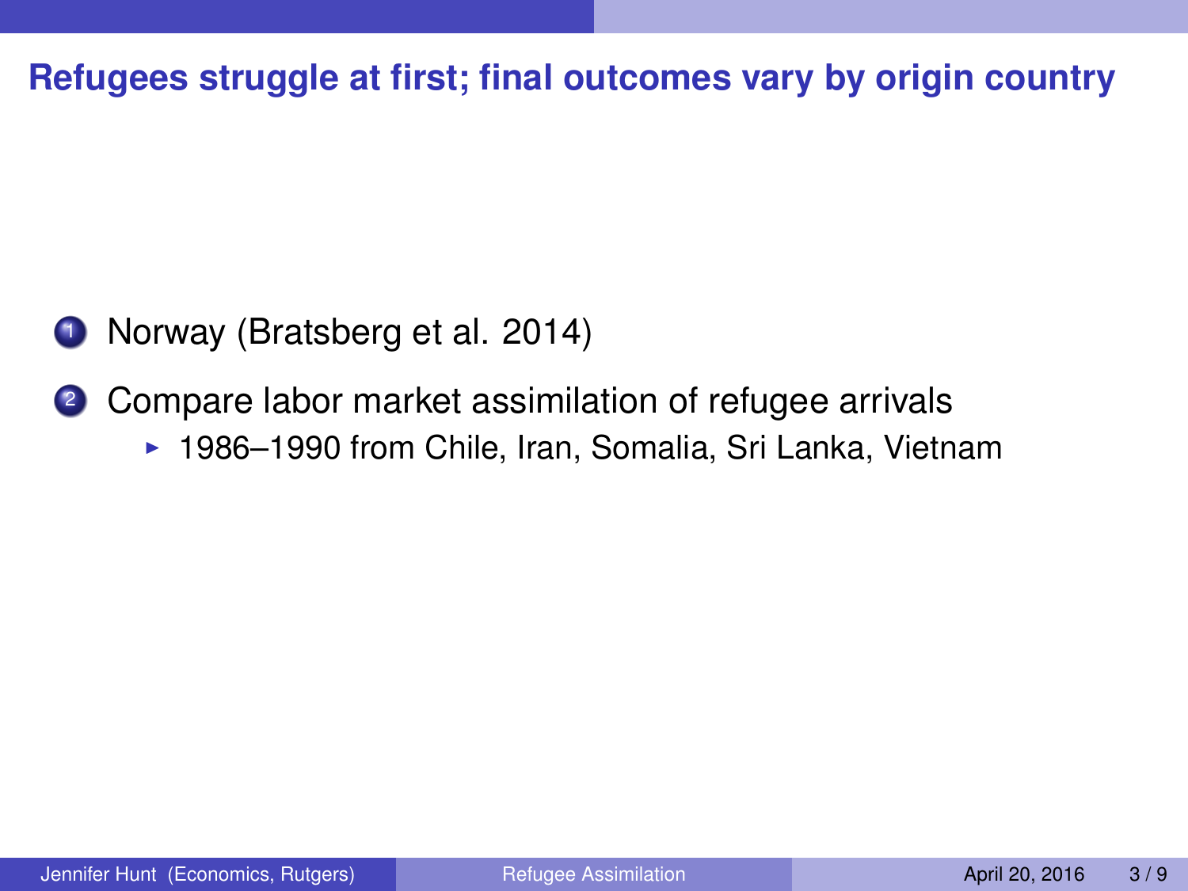## Refugees struggle at first; final outcomes vary by origin country

1. Norway (Bratsberg et al. 2014)
2. Compare labor market assimilation of refugee arrivals
   - 1986–1990 from Chile, Iran, Somalia, Sri Lanka, Vietnam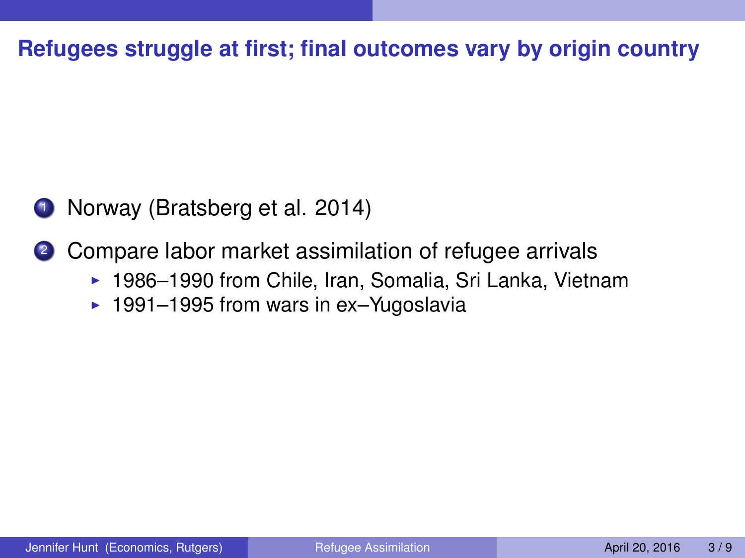# Refugees struggle at first; final outcomes vary by origin country

1. Norway (Bratsberg et al. 2014)
2. Compare labor market assimilation of refugee arrivals
   - 1986–1990 from Chile, Iran, Somalia, Sri Lanka, Vietnam
   - 1991–1995 from wars in ex–Yugoslavia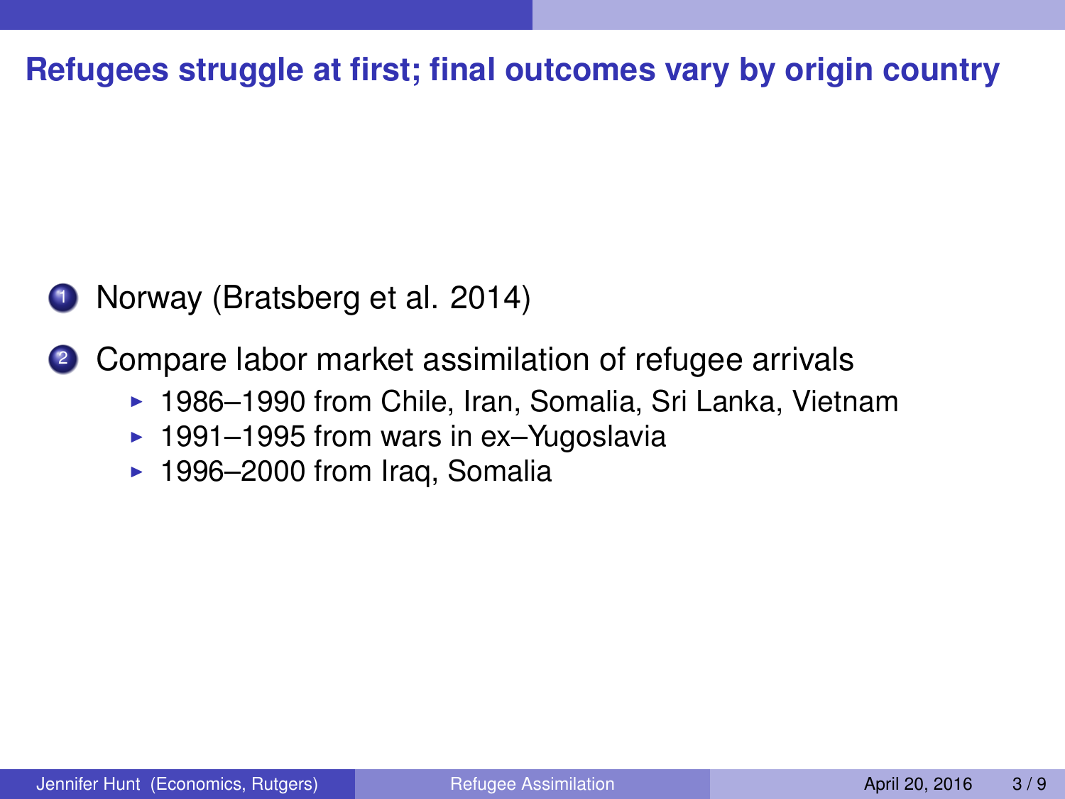## Refugees struggle at first; final outcomes vary by origin country

1. Norway (Bratsberg et al. 2014)
2. Compare labor market assimilation of refugee arrivals
   - 1986–1990 from Chile, Iran, Somalia, Sri Lanka, Vietnam
   - 1991–1995 from wars in ex–Yugoslavia
   - 1996–2000 from Iraq, Somalia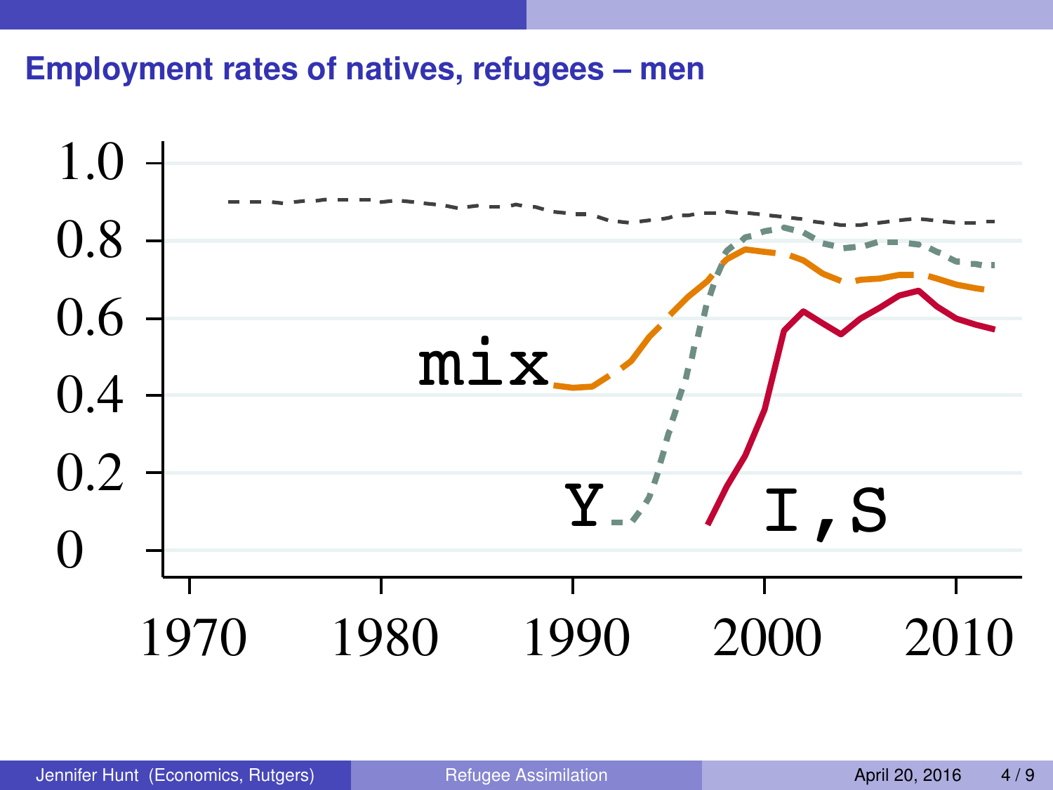## Employment rates of natives, refugees – men

1.0
0.8
0.6
0.4
0.2
0

mix

Y

I,S

1970 1980 1990 2000 2010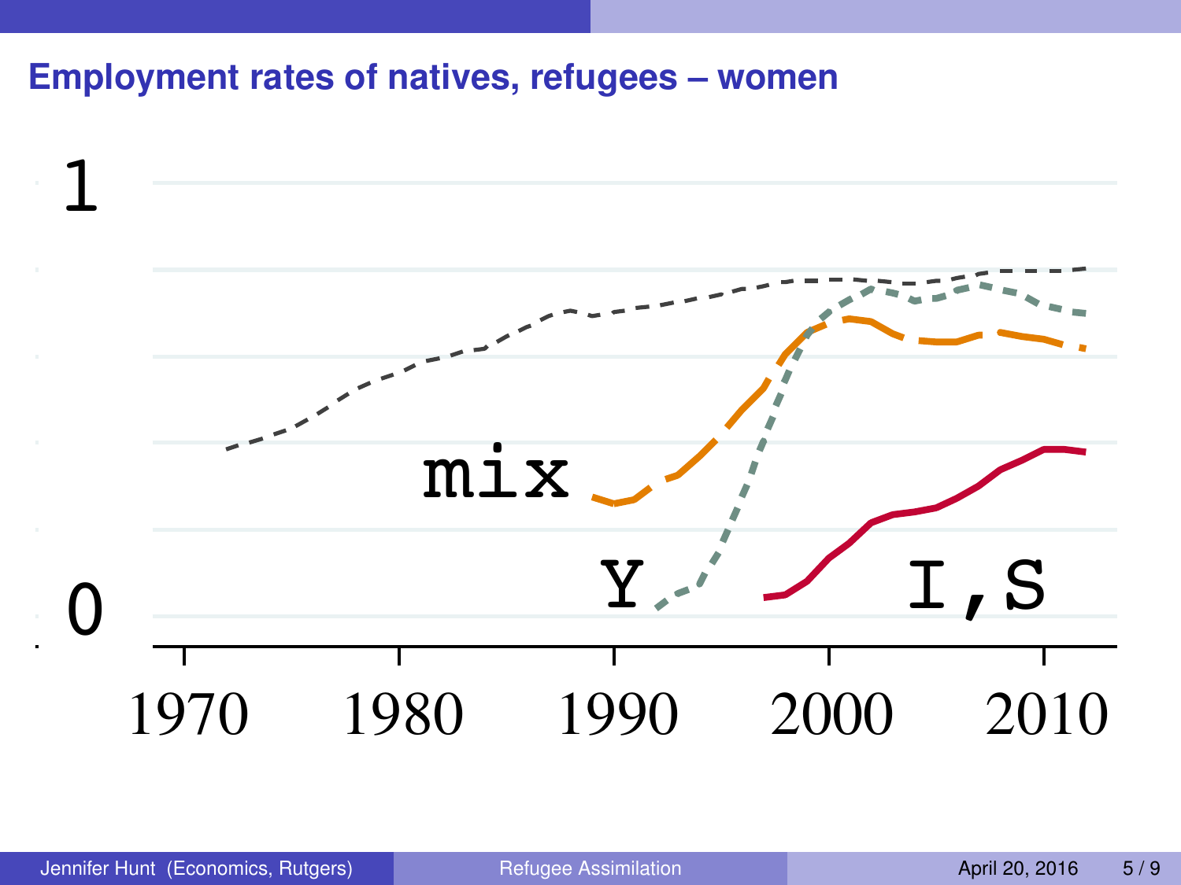## Employment rates of natives, refugees – women

1

0

mix

Y

I,S

1970 1980 1990 2000 2010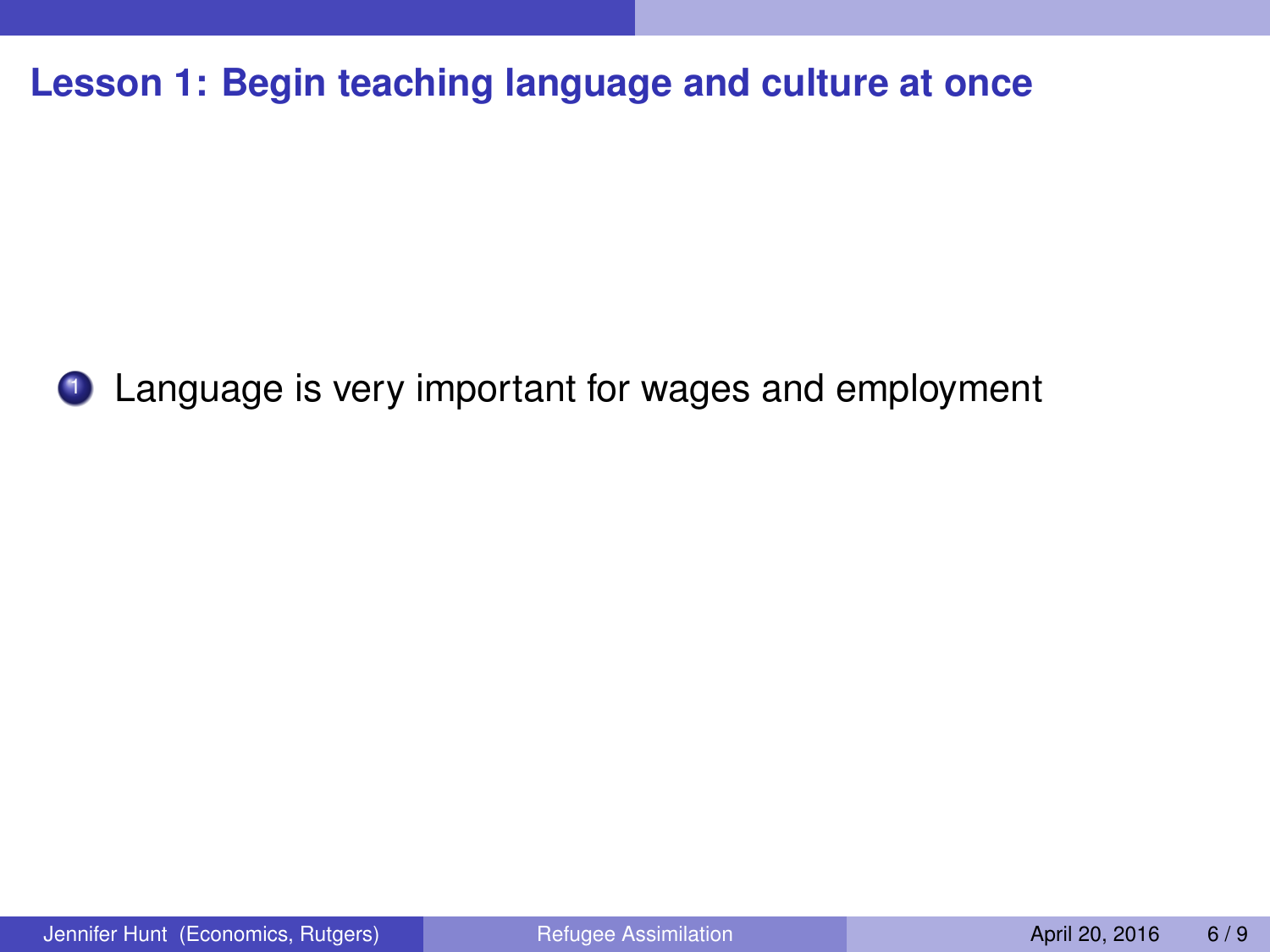## Lesson 1: Begin teaching language and culture at once

1. Language is very important for wages and employment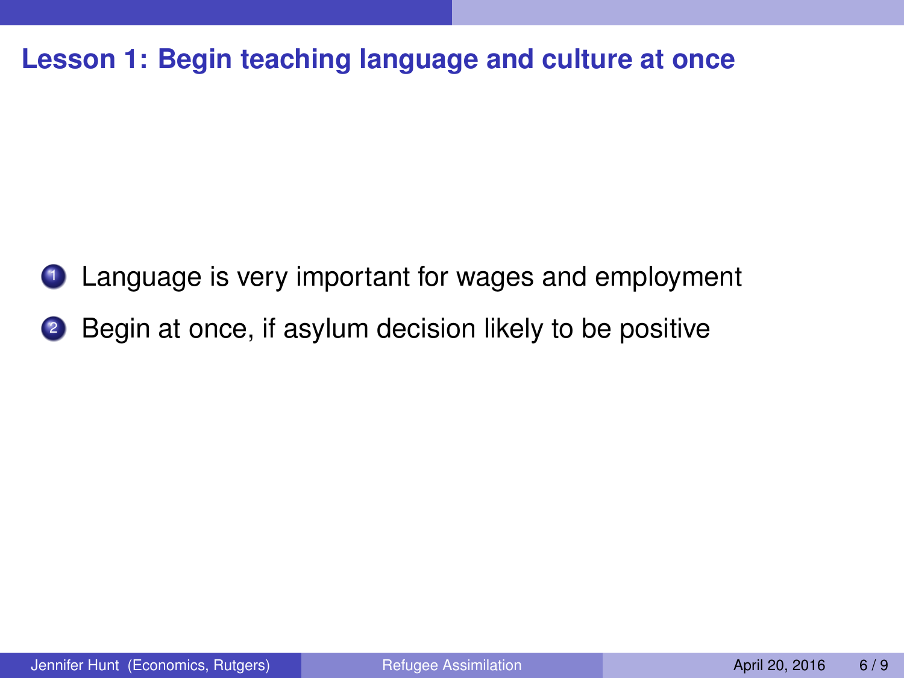## Lesson 1: Begin teaching language and culture at once

1. Language is very important for wages and employment
2. Begin at once, if asylum decision likely to be positive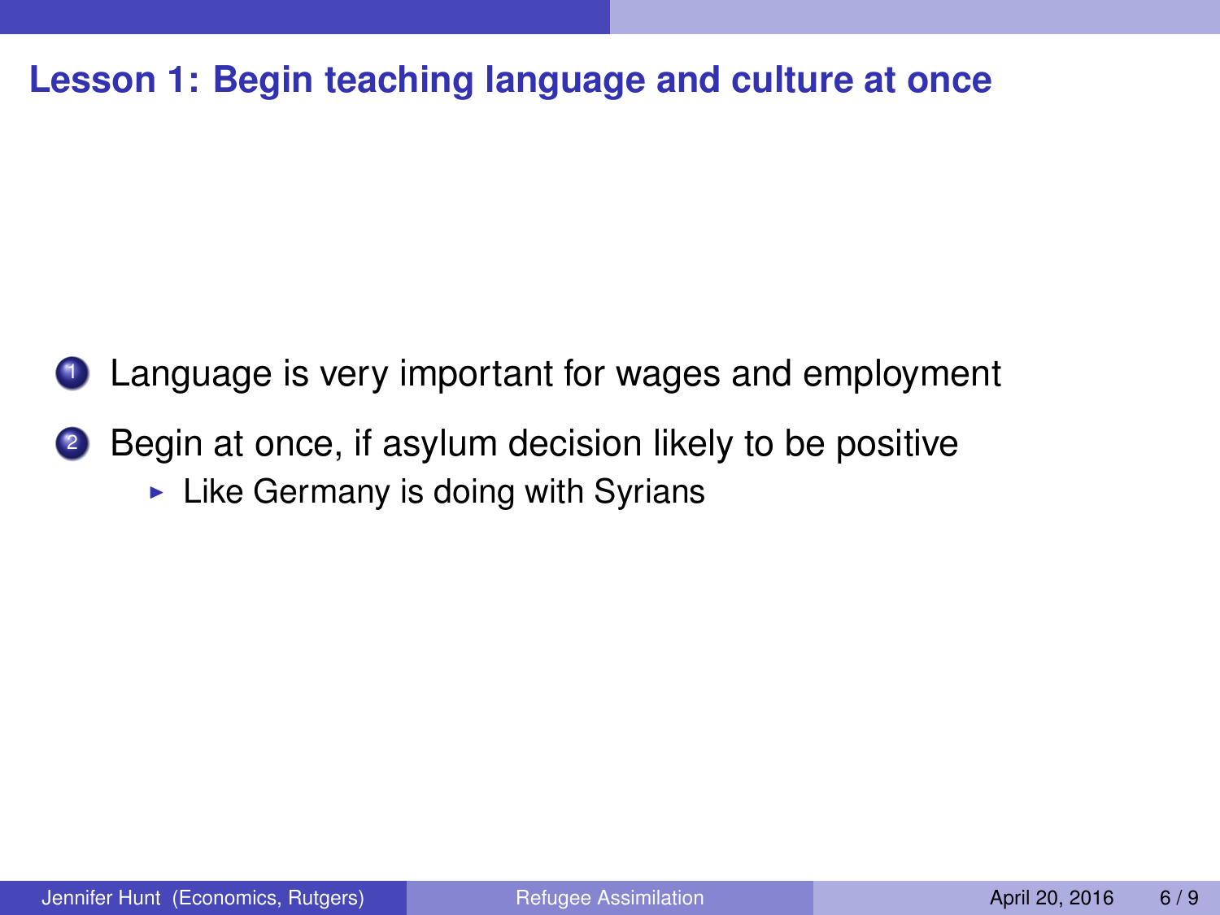## Lesson 1: Begin teaching language and culture at once

1. Language is very important for wages and employment
2. Begin at once, if asylum decision likely to be positive
   - Like Germany is doing with Syrians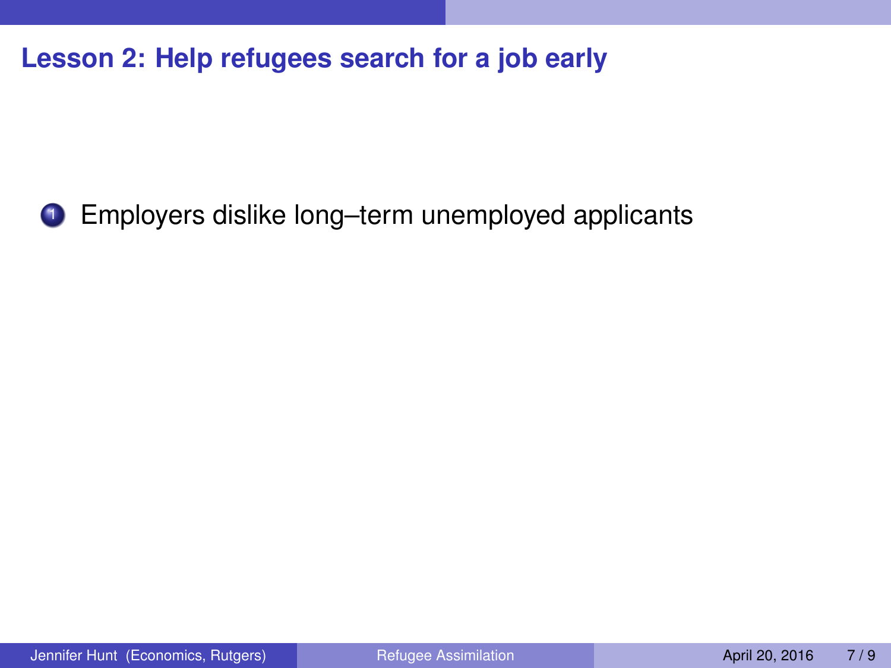## Lesson 2: Help refugees search for a job early

1. Employers dislike long–term unemployed applicants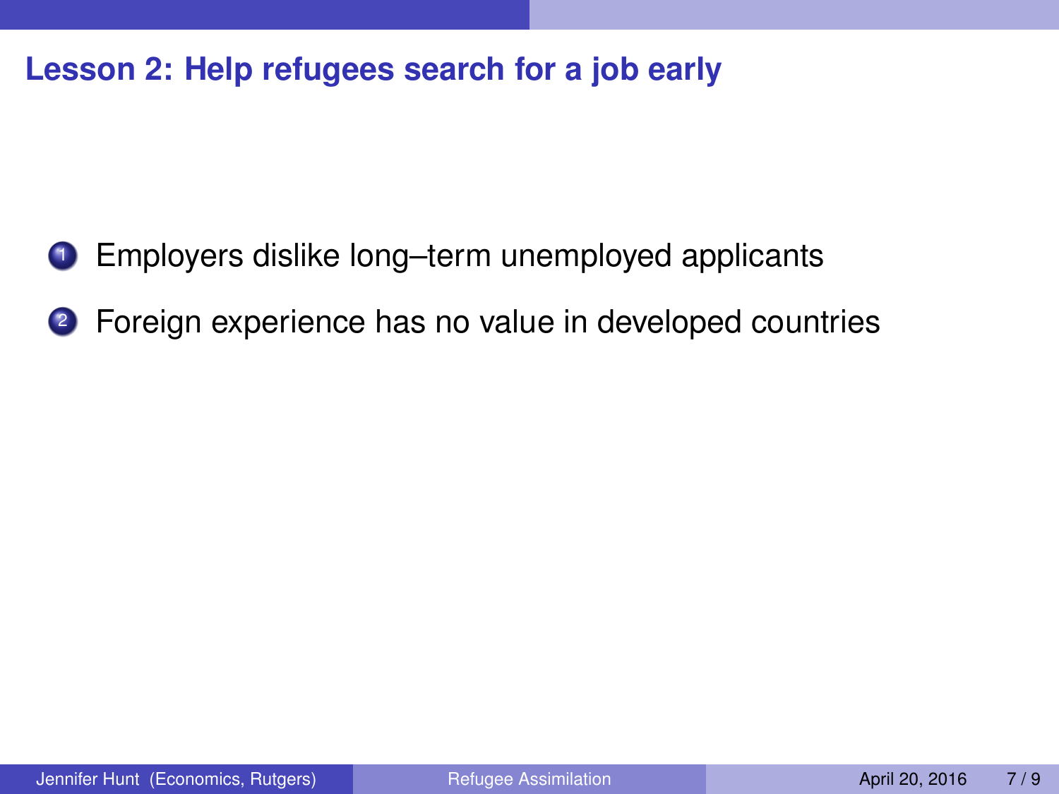## Lesson 2: Help refugees search for a job early

1. Employers dislike long–term unemployed applicants
2. Foreign experience has no value in developed countries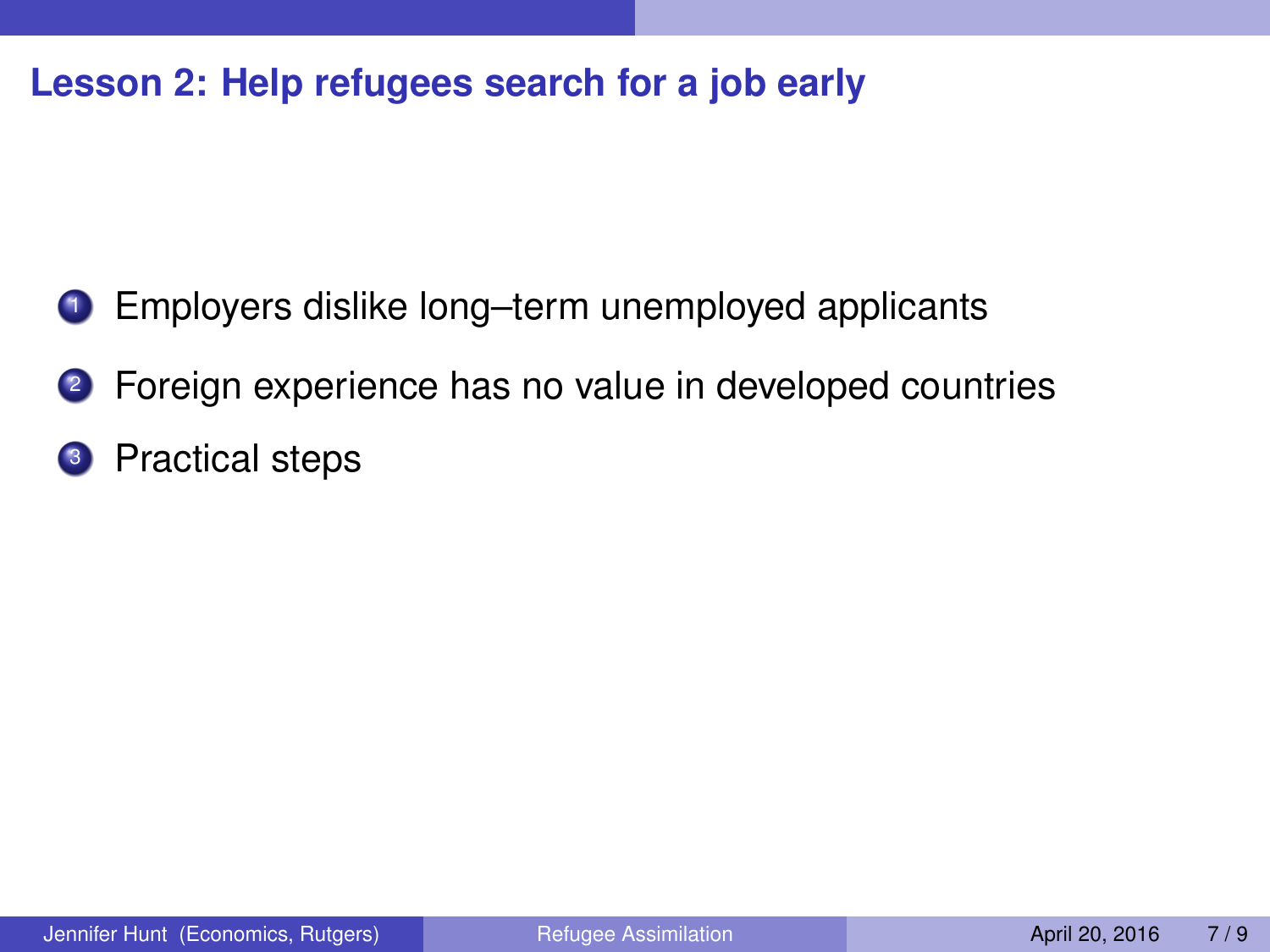## Lesson 2: Help refugees search for a job early

1. Employers dislike long–term unemployed applicants
2. Foreign experience has no value in developed countries
3. Practical steps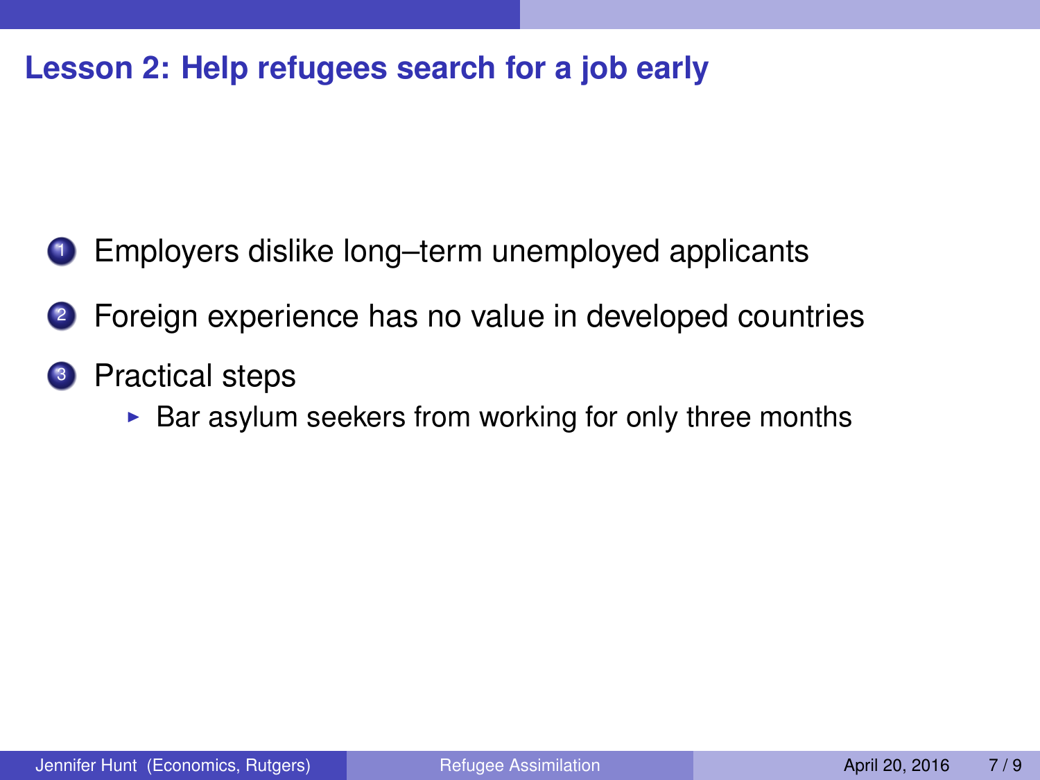## Lesson 2: Help refugees search for a job early

1. Employers dislike long–term unemployed applicants
2. Foreign experience has no value in developed countries
3. Practical steps
   - Bar asylum seekers from working for only three months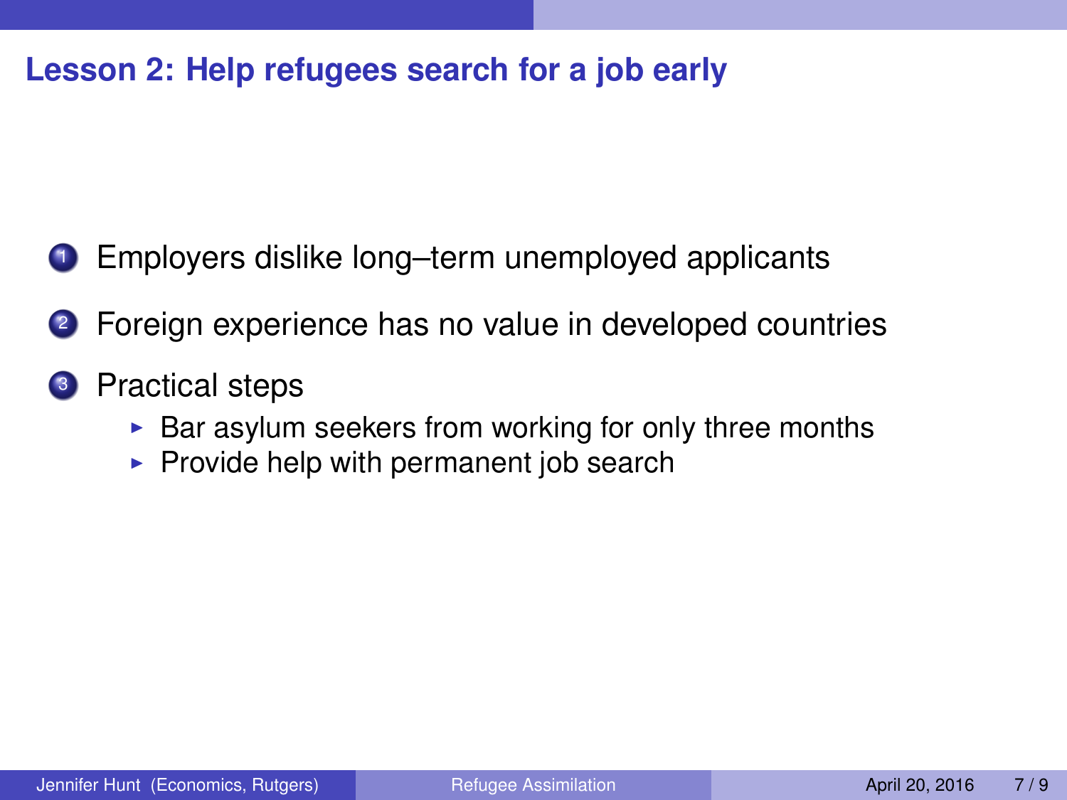## Lesson 2: Help refugees search for a job early

1. Employers dislike long–term unemployed applicants
2. Foreign experience has no value in developed countries
3. Practical steps
   - Bar asylum seekers from working for only three months
   - Provide help with permanent job search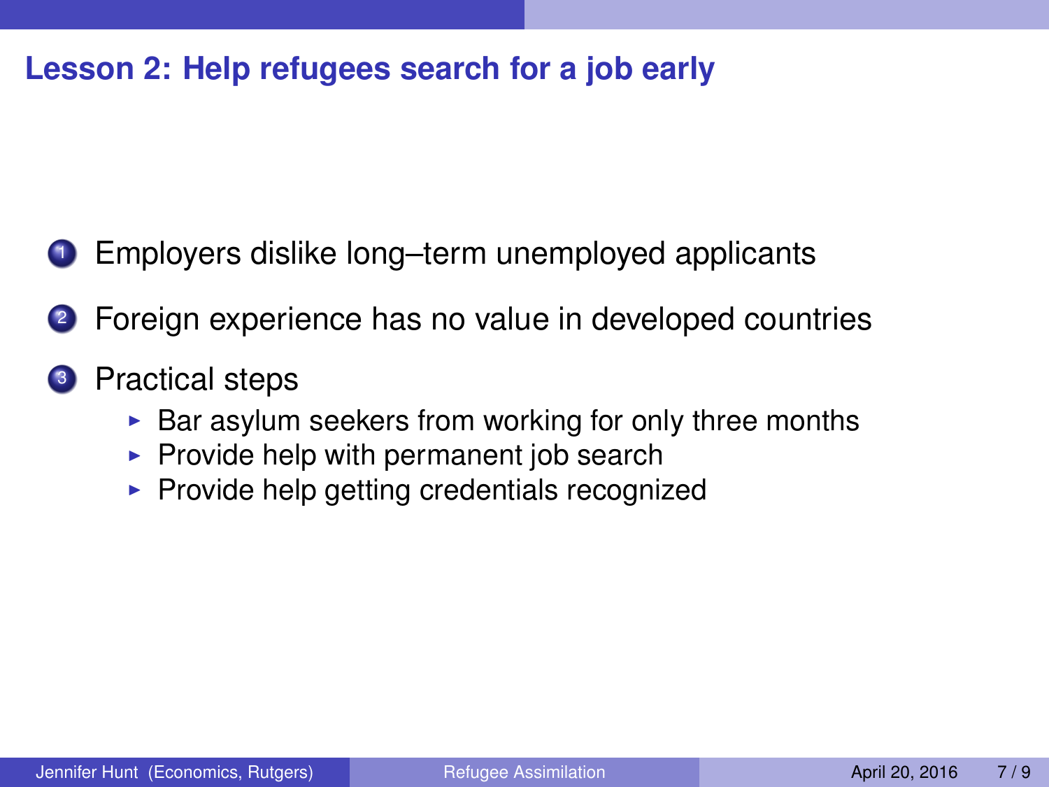## Lesson 2: Help refugees search for a job early

1. Employers dislike long–term unemployed applicants
2. Foreign experience has no value in developed countries
3. Practical steps
   - Bar asylum seekers from working for only three months
   - Provide help with permanent job search
   - Provide help getting credentials recognized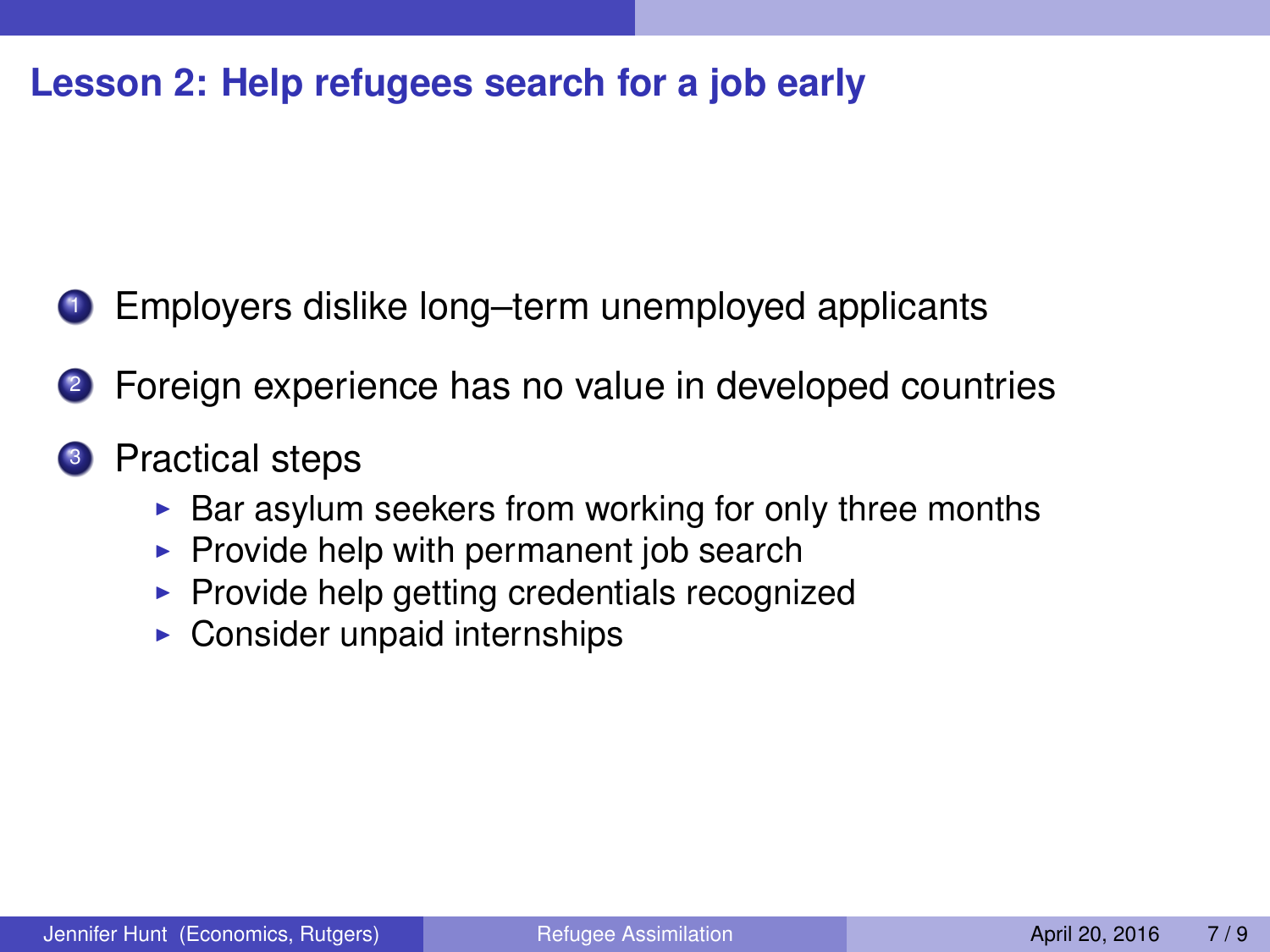## Lesson 2: Help refugees search for a job early

1. Employers dislike long–term unemployed applicants
2. Foreign experience has no value in developed countries
3. Practical steps
   - Bar asylum seekers from working for only three months
   - Provide help with permanent job search
   - Provide help getting credentials recognized
   - Consider unpaid internships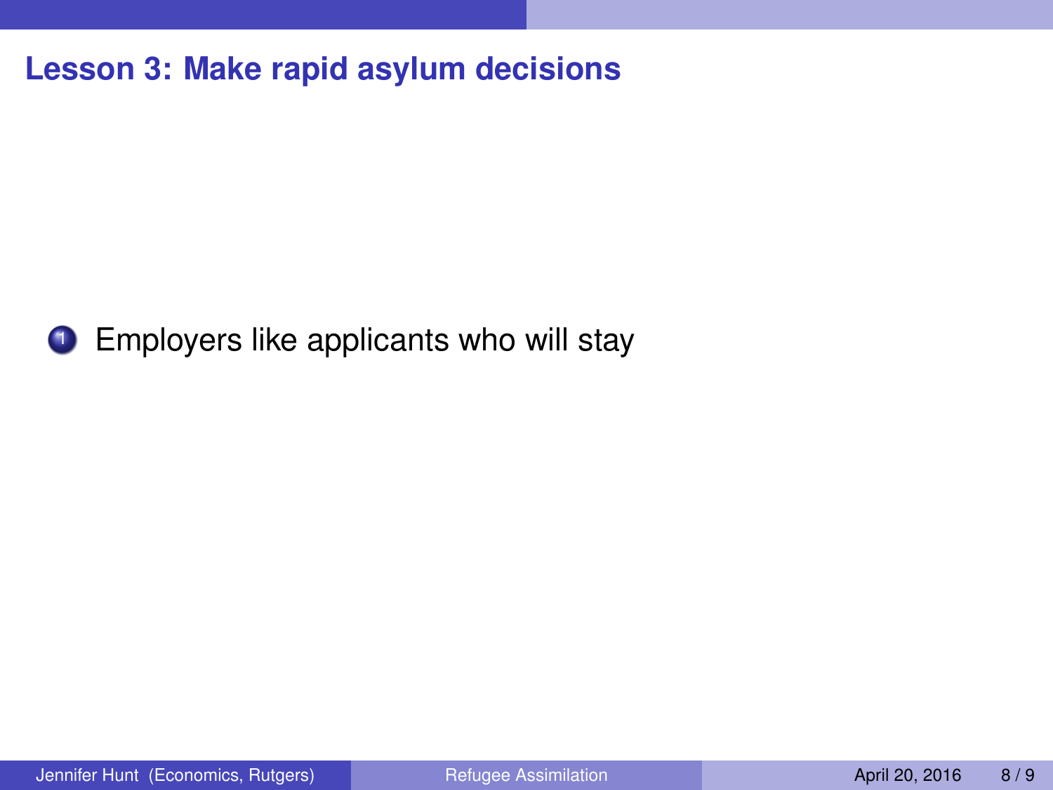## Lesson 3: Make rapid asylum decisions

1. Employers like applicants who will stay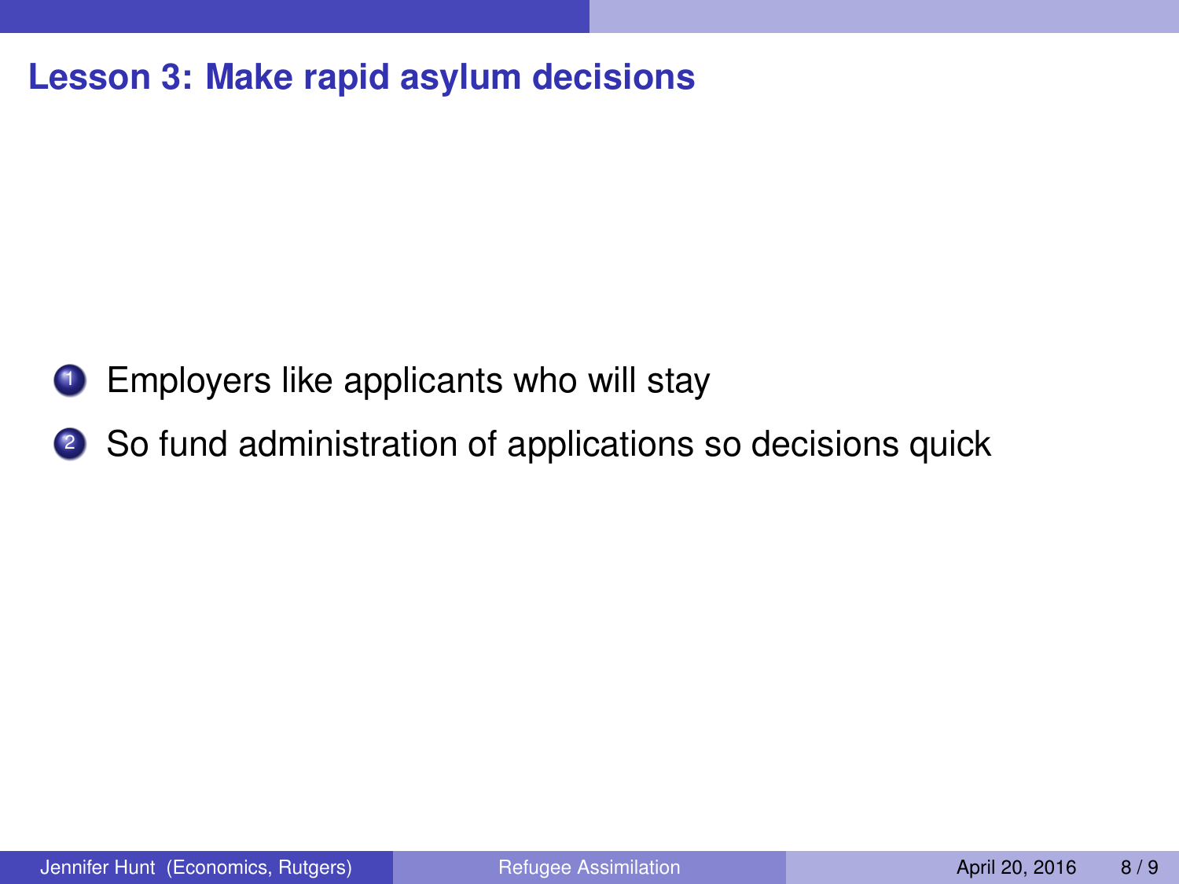## Lesson 3: Make rapid asylum decisions

1. Employers like applicants who will stay
2. So fund administration of applications so decisions quick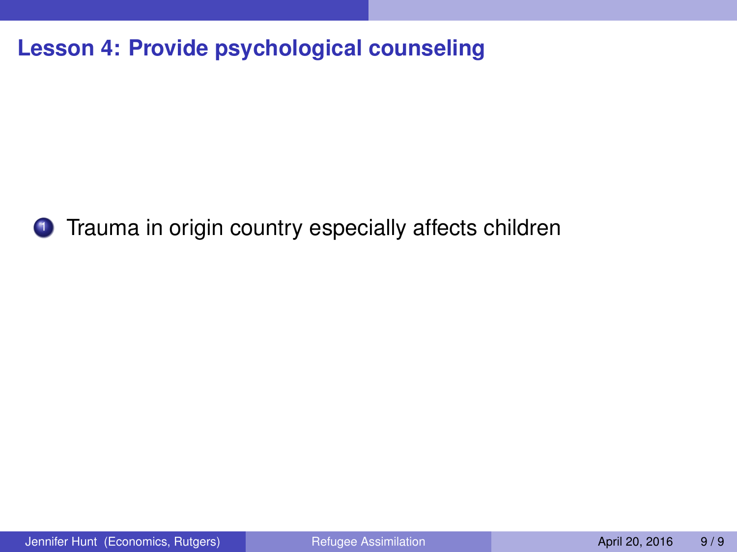## Lesson 4: Provide psychological counseling

1. Trauma in origin country especially affects children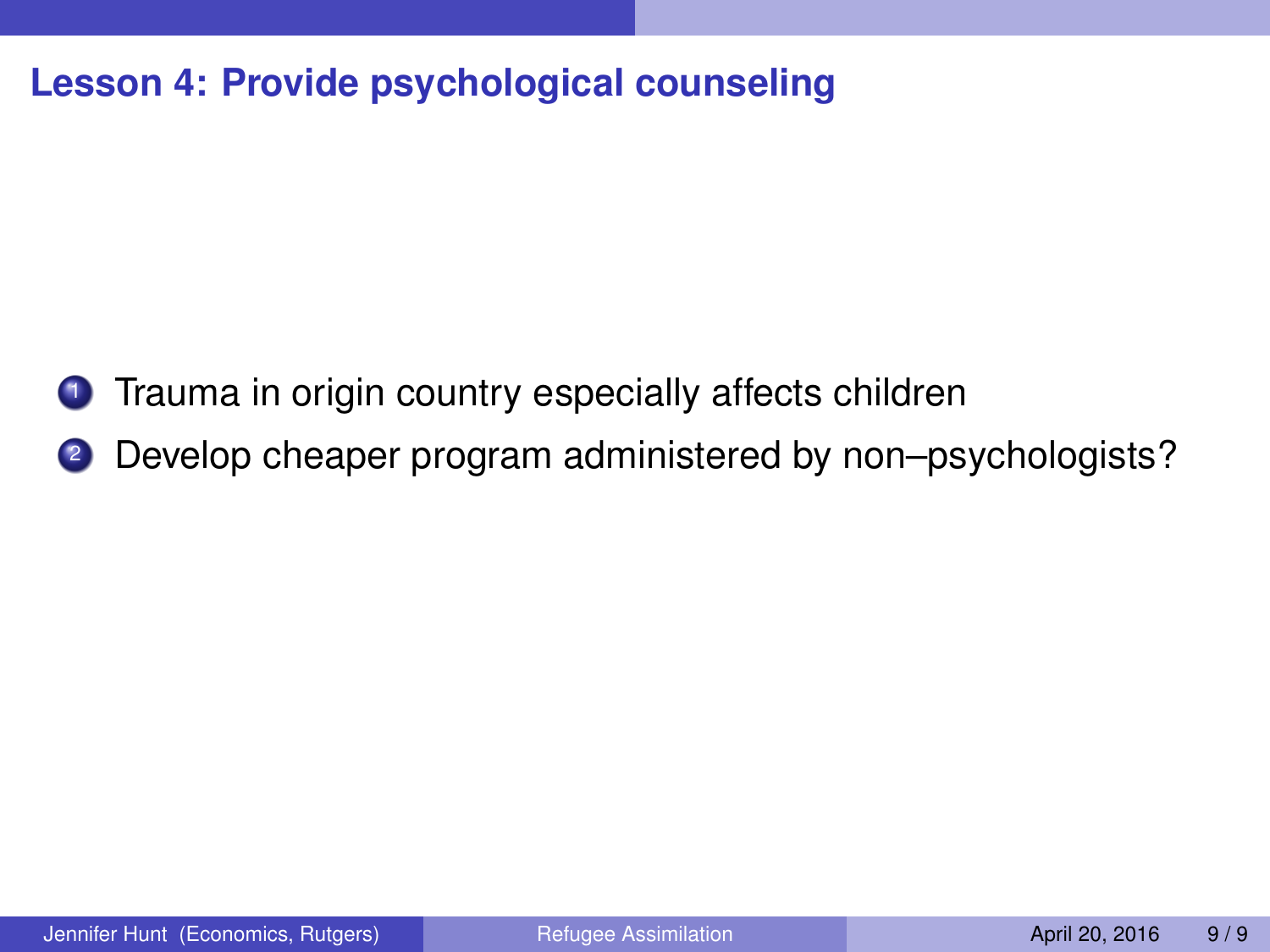## Lesson 4: Provide psychological counseling

1. Trauma in origin country especially affects children
2. Develop cheaper program administered by non–psychologists?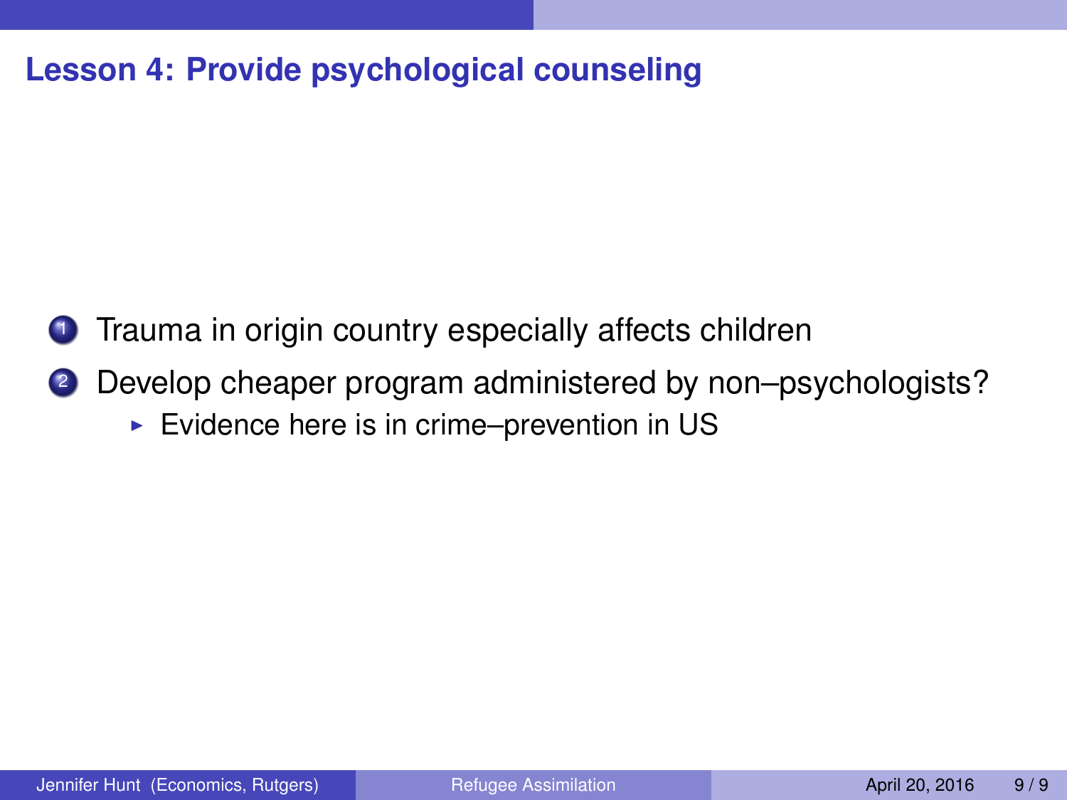## Lesson 4: Provide psychological counseling

1. Trauma in origin country especially affects children
2. Develop cheaper program administered by non–psychologists?
   - Evidence here is in crime–prevention in US